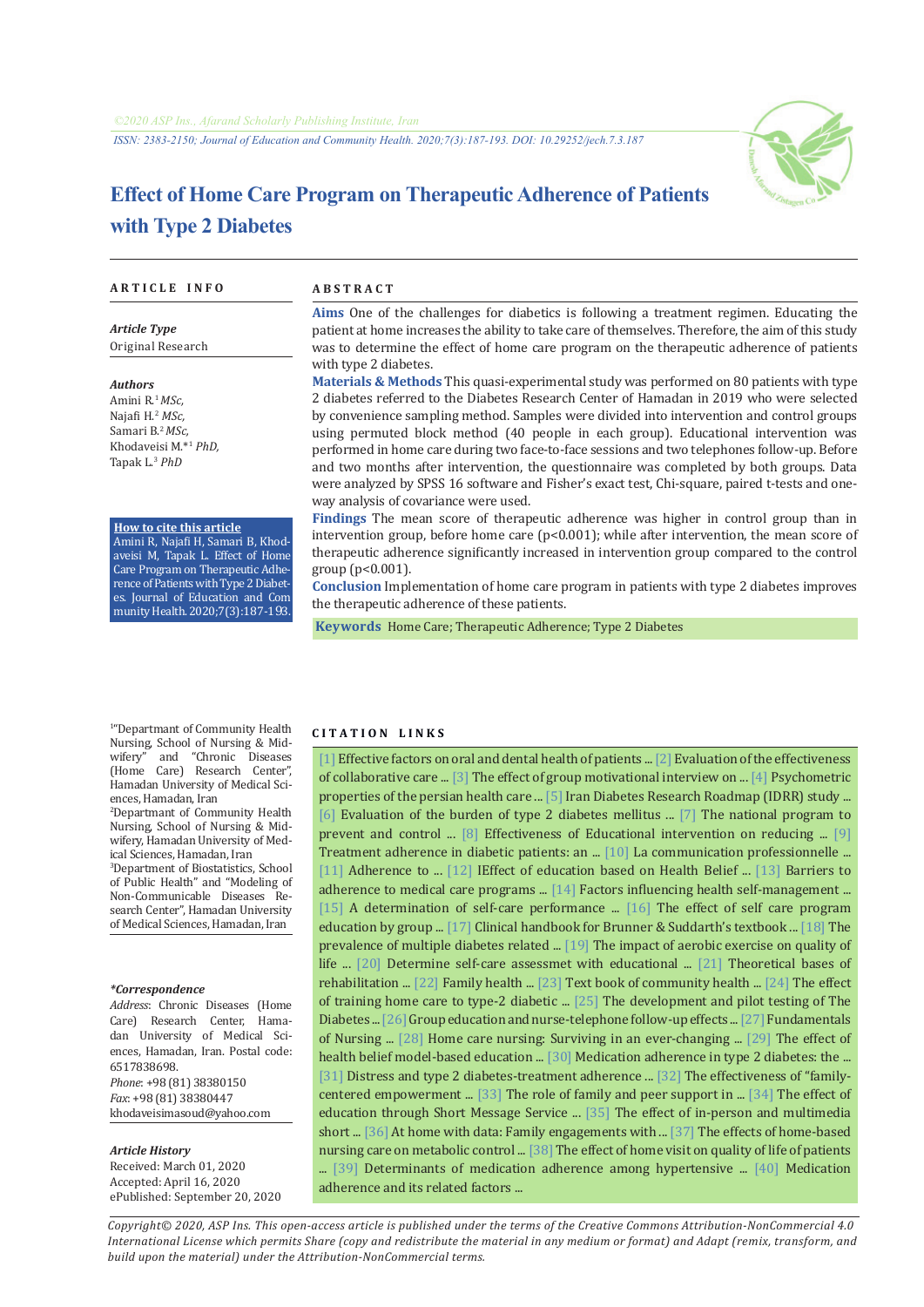©2020 ASP Ins., Afarand Scholarly Publishing Institute, Iran

ISSN: 2383-2150; Journal of Education and Community Health. 2020;7(3):187-193. DOI: 10.29252/jech.7.3.187

# Effect of Home Care Program on Therapeutic Adherence of Patients with Type 2 Diabetes

## ARTICLE INFO

***Article Type***

Original Research

***Authors***

Amini R.[1] *MSc,*
Najafi H.[2] *MSc,*
Samari B.[2] *MSc,*
Khodaveisi M.*[1] *PhD,*
Tapak L.[3] *PhD*

**How to cite this article**

Amini R, Najafi H, Samari B, Khodaveisi M, Tapak L. Effect of Home Care Program on Therapeutic Adherence of Patients with Type 2 Diabetes. Journal of Education and Community Health. 2020;7(3):187-193.

[1] "Departmant of Community Health Nursing, School of Nursing & Midwifery" and "Chronic Diseases (Home Care) Research Center", Hamadan University of Medical Sciences, Hamadan, Iran

[2] Departmant of Community Health Nursing, School of Nursing & Midwifery, Hamadan University of Medical Sciences, Hamadan, Iran

[3] Department of Biostatistics, School of Public Health" and "Modeling of Non-Communicable Diseases Research Center", Hamadan University of Medical Sciences, Hamadan, Iran

***\*Correspondence***

*Address*: Chronic Diseases (Home Care) Research Center, Hamadan University of Medical Sciences, Hamadan, Iran. Postal code: 6517838698.
*Phone*: +98 (81) 38380150
*Fax*: +98 (81) 38380447
khodaveisimasoud@yahoo.com

***Article History***

Received: March 01, 2020
Accepted: April 16, 2020
ePublished: September 20, 2020

## ABSTRACT

**Aims** One of the challenges for diabetics is following a treatment regimen. Educating the patient at home increases the ability to take care of themselves. Therefore, the aim of this study was to determine the effect of home care program on the therapeutic adherence of patients with type 2 diabetes.

**Materials & Methods** This quasi-experimental study was performed on 80 patients with type 2 diabetes referred to the Diabetes Research Center of Hamadan in 2019 who were selected by convenience sampling method. Samples were divided into intervention and control groups using permuted block method (40 people in each group). Educational intervention was performed in home care during two face-to-face sessions and two telephones follow-up. Before and two months after intervention, the questionnaire was completed by both groups. Data were analyzed by SPSS 16 software and Fisher's exact test, Chi-square, paired t-tests and one-way analysis of covariance were used.

**Findings** The mean score of therapeutic adherence was higher in control group than in intervention group, before home care ($p<0.001$); while after intervention, the mean score of therapeutic adherence significantly increased in intervention group compared to the control group ($p<0.001$).

**Conclusion** Implementation of home care program in patients with type 2 diabetes improves the therapeutic adherence of these patients.

**Keywords** Home Care; Therapeutic Adherence; Type 2 Diabetes

## CITATION LINKS

[1] Effective factors on oral and dental health of patients ... [2] Evaluation of the effectiveness of collaborative care ... [3] The effect of group motivational interview on ... [4] Psychometric properties of the persian health care ... [5] Iran Diabetes Research Roadmap (IDRR) study ... [6] Evaluation of the burden of type 2 diabetes mellitus ... [7] The national program to prevent and control ... [8] Effectiveness of Educational intervention on reducing ... [9] Treatment adherence in diabetic patients: an ... [10] La communication professionnelle ... [11] Adherence to ... [12] IEffect of education based on Health Belief ... [13] Barriers to adherence to medical care programs ... [14] Factors influencing health self-management ... [15] A determination of self-care performance ... [16] The effect of self care program education by group ... [17] Clinical handbook for Brunner & Suddarth's textbook ... [18] The prevalence of multiple diabetes related ... [19] The impact of aerobic exercise on quality of life ... [20] Determine self-care assessmet with educational ... [21] Theoretical bases of rehabilitation ... [22] Family health ... [23] Text book of community health ... [24] The effect of training home care to type-2 diabetic ... [25] The development and pilot testing of The Diabetes ... [26] Group education and nurse-telephone follow-up effects ... [27] Fundamentals of Nursing ... [28] Home care nursing: Surviving in an ever-changing ... [29] The effect of health belief model-based education ... [30] Medication adherence in type 2 diabetes: the ... [31] Distress and type 2 diabetes-treatment adherence ... [32] The effectiveness of "family-centered empowerment ... [33] The role of family and peer support in ... [34] The effect of education through Short Message Service ... [35] The effect of in-person and multimedia short ... [36] At home with data: Family engagements with ... [37] The effects of home-based nursing care on metabolic control ... [38] The effect of home visit on quality of life of patients ... [39] Determinants of medication adherence among hypertensive ... [40] Medication adherence and its related factors ...

*Copyright© 2020, ASP Ins. This open-access article is published under the terms of the Creative Commons Attribution-NonCommercial 4.0 International License which permits Share (copy and redistribute the material in any medium or format) and Adapt (remix, transform, and build upon the material) under the Attribution-NonCommercial terms.*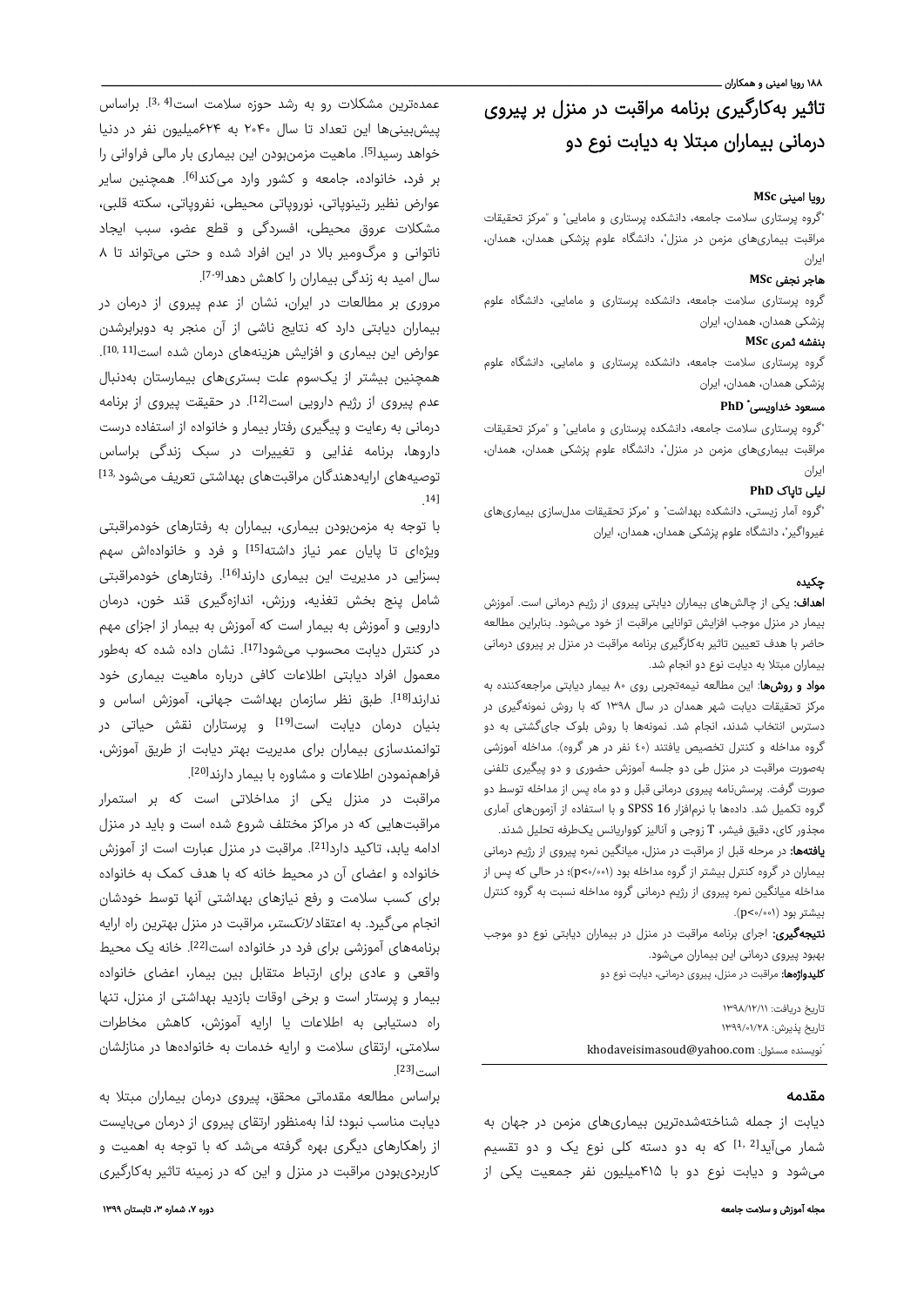# تاثیر به‌کارگیری برنامه مراقبت در منزل بر پیروی درمانی بیماران مبتلا به دیابت نوع دو

**رویا امینی MSc**

[1]گروه پرستاری سلامت جامعه، دانشکده پرستاری و مامایی[1] و [2]مرکز تحقیقات مراقبت بیماری‌های مزمن در منزل[2]، دانشگاه علوم پزشکی همدان، همدان، ایران

**هاجر نجفی MSc**

گروه پرستاری سلامت جامعه، دانشکده پرستاری و مامایی، دانشگاه علوم پزشکی همدان، همدان، ایران

**بنفشه ثمری MSc**

گروه پرستاری سلامت جامعه، دانشکده پرستاری و مامایی، دانشگاه علوم پزشکی همدان، همدان، ایران

**مسعود خداویسی* PhD**

[1]گروه پرستاری سلامت جامعه، دانشکده پرستاری و مامایی[1] و [2]مرکز تحقیقات مراقبت بیماری‌های مزمن در منزل[2]، دانشگاه علوم پزشکی همدان، همدان، ایران

**لیلی تاپاک PhD**

[1]گروه آمار زیستی، دانشکده بهداشت[1] و [2]مرکز تحقیقات مدل‌سازی بیماری‌های غیرواگیر[2]، دانشگاه علوم پزشکی همدان، همدان، ایران

## چکیده

**اهداف:** یکی از چالش‌های بیماران دیابتی پیروی از رژیم درمانی است. آموزش بیمار در منزل موجب افزایش توانایی مراقبت از خود می‌شود. بنابراین مطالعه حاضر با هدف تعیین تاثیر به‌کارگیری برنامه مراقبت در منزل بر پیروی درمانی بیماران مبتلا به دیابت نوع دو انجام شد.

**مواد و روش‌ها:** این مطالعه نیمه‌تجربی روی ۸۰ بیمار دیابتی مراجعه‌کننده به مرکز تحقیقات دیابت شهر همدان در سال ۱۳۹۸ که با روش نمونه‌گیری در دسترس انتخاب شدند، انجام شد. نمونه‌ها با روش بلوک جای‌گشتی به دو گروه مداخله و کنترل تخصیص یافتند (٤٠ نفر در هر گروه). مداخله آموزشی به‌صورت مراقبت در منزل طی دو جلسه آموزش حضوری و دو پیگیری تلفنی صورت گرفت. پرسش‌نامه پیروی درمانی قبل و دو ماه پس از مداخله توسط دو گروه تکمیل شد. داده‌ها با نرم‌افزار SPSS 16 و با استفاده از آزمون‌های آماری مجذور کای، دقیق فیشر، T زوجی و آنالیز کوواریانس یک‌طرفه تحلیل شدند.

**یافته‌ها:** در مرحله قبل از مراقبت در منزل، میانگین نمره پیروی از رژیم درمانی بیماران در گروه کنترل بیشتر از گروه مداخله بود ($p<0/001$)؛ در حالی که پس از مداخله میانگین نمره پیروی از رژیم درمانی گروه مداخله نسبت به گروه کنترل بیشتر بود ($p<0/001$).

**نتیجه‌گیری:** اجرای برنامه مراقبت در منزل در بیماران دیابتی نوع دو موجب بهبود پیروی درمانی این بیماران می‌شود.

**کلیدواژه‌ها:** مراقبت در منزل، پیروی درمانی، دیابت نوع دو

تاریخ دریافت: ۱۳۹۸/۱۲/۱۱

تاریخ پذیرش: ۱۳۹۹/۰۱/۲۸

*نویسنده مسئول: khodaveisimasoud@yahoo.com

## مقدمه

دیابت از جمله شناخته‌شده‌ترین بیماری‌های مزمن در جهان به شمار می‌آید[1, 2] که به دو دسته کلی نوع یک و دو تقسیم می‌شود و دیابت نوع دو با ۴۱۵میلیون نفر جمعیت یکی از عمده‌ترین مشکلات رو به رشد حوزه سلامت است[3, 4]. براساس پیش‌بینی‌ها این تعداد تا سال ۲۰۴۰ به ۶۲۴میلیون نفر در دنیا خواهد رسید[5]. ماهیت مزمن‌بودن این بیماری بار مالی فراوانی را بر فرد، خانواده، جامعه و کشور وارد می‌کند[6]. همچنین سایر عوارض نظیر رتینوپاتی، نوروپاتی محیطی، نفروپاتی، سکته قلبی، مشکلات عروق محیطی، افسردگی و قطع عضو، سبب ایجاد ناتوانی و مرگ‌ومیر بالا در این افراد شده و حتی می‌تواند تا ۸ سال امید به زندگی بیماران را کاهش دهد[7-9].

مروری بر مطالعات در ایران، نشان از عدم پیروی از درمان در بیماران دیابتی دارد که نتایج ناشی از آن منجر به دوبرابرشدن عوارض این بیماری و افزایش هزینه‌های درمان شده است[10, 11]. همچنین بیشتر از یک‌سوم علت بستری‌های بیمارستان به‌دنبال عدم پیروی از رژیم دارویی است[12]. در حقیقت پیروی از برنامه درمانی به رعایت و پیگیری رفتار بیمار و خانواده از استفاده درست داروها، برنامه غذایی و تغییرات در سبک زندگی براساس توصیه‌های ارایه‌دهندگان مراقبت‌های بهداشتی تعریف می‌شود[13, 14].

با توجه به مزمن‌بودن بیماری، بیماران به رفتارهای خودمراقبتی ویژه‌ای تا پایان عمر نیاز داشته[15] و فرد و خانواده‌اش سهم بسزایی در مدیریت این بیماری دارند[16]. رفتارهای خودمراقبتی شامل پنج بخش تغذیه، ورزش، اندازه‌گیری قند خون، درمان دارویی و آموزش به بیمار است که آموزش به بیمار از اجزای مهم در کنترل دیابت محسوب می‌شود[17]. نشان داده شده که به‌طور معمول افراد دیابتی اطلاعات کافی درباره ماهیت بیماری خود ندارند[18]. طبق نظر سازمان بهداشت جهانی، آموزش اساس و بنیان درمان دیابت است[19] و پرستاران نقش حیاتی در توانمندسازی بیماران برای مدیریت بهتر دیابت از طریق آموزش، فراهم‌نمودن اطلاعات و مشاوره با بیمار دارند[20].

مراقبت در منزل یکی از مداخلاتی است که بر استمرار مراقبت‌هایی که در مراکز مختلف شروع شده است و باید در منزل ادامه یابد، تاکید دارد[21]. مراقبت در منزل عبارت است از آموزش خانواده و اعضای آن در محیط خانه که با هدف کمک به خانواده برای کسب سلامت و رفع نیازهای بهداشتی آنها توسط خودشان انجام می‌گیرد. به اعتقاد *لانکستر*، مراقبت در منزل بهترین راه ارایه برنامه‌های آموزشی برای فرد در خانواده است[22]. خانه یک محیط واقعی و عادی برای ارتباط متقابل بین بیمار، اعضای خانواده بیمار و پرستار است و برخی اوقات بازدید بهداشتی از منزل، تنها راه دستیابی به اطلاعات یا ارایه آموزش، کاهش مخاطرات سلامتی، ارتقای سلامت و ارایه خدمات به خانواده‌ها در منازلشان است[23].

براساس مطالعه مقدماتی محقق، پیروی درمان بیماران مبتلا به دیابت مناسب نبود؛ لذا به‌منظور ارتقای پیروی از درمان می‌بایست از راهکارهای دیگری بهره گرفته می‌شد که با توجه به اهمیت و کاربردی‌بودن مراقبت در منزل و این که در زمینه تاثیر به‌کارگیری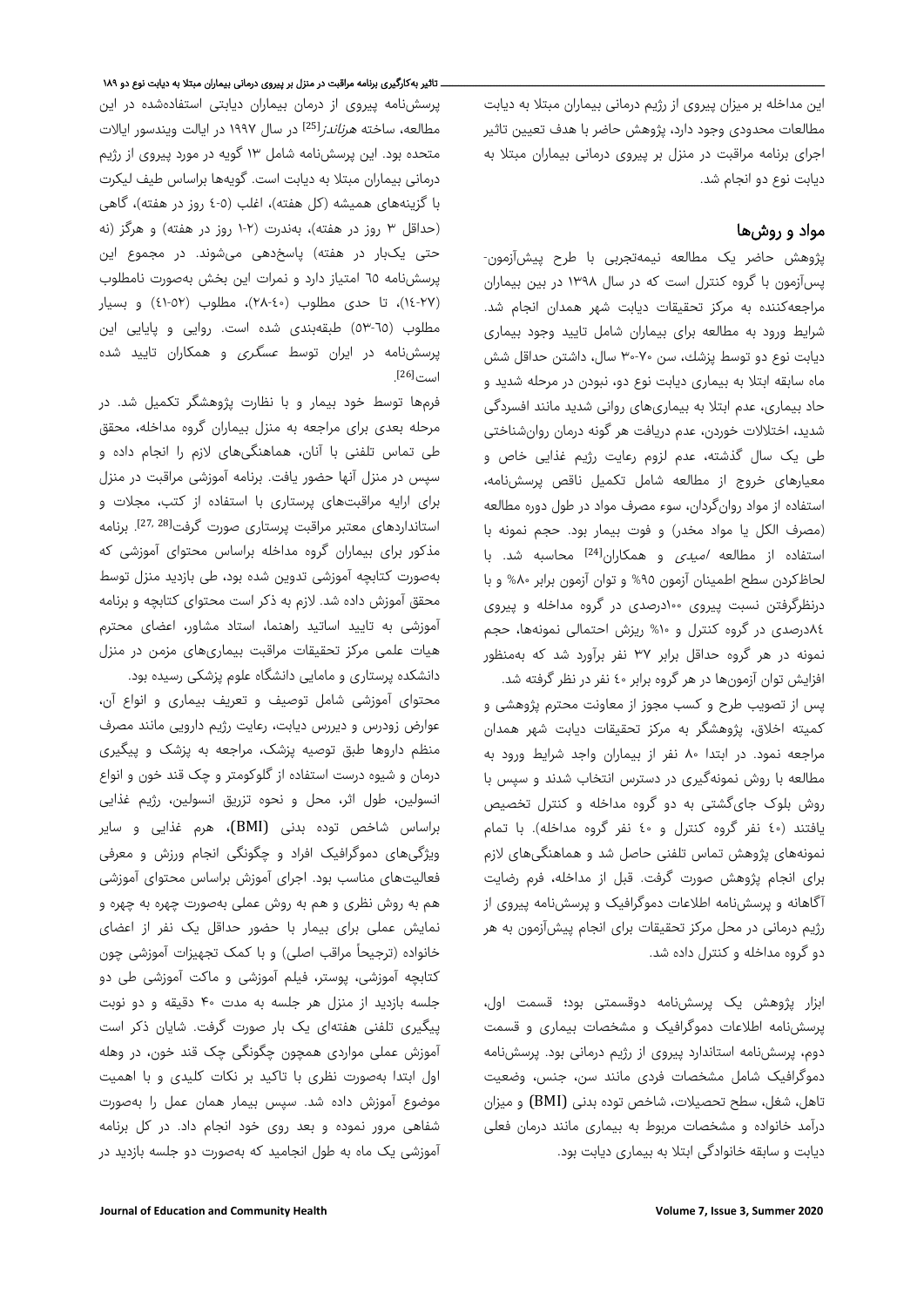این مداخله بر میزان پیروی از رژیم درمانی بیماران مبتلا به دیابت مطالعات محدودی وجود دارد، پژوهش حاضر با هدف تعیین تاثیر اجرای برنامه مراقبت در منزل بر پیروی درمانی بیماران مبتلا به دیابت نوع دو انجام شد.

## مواد و روش‌ها

پژوهش حاضر یک مطالعه نیمه‌تجربی با طرح پیش‌آزمون-پس‌آزمون با گروه کنترل است که در سال ۱۳۹۸ در بین بیماران مراجعه‌کننده به مرکز تحقیقات دیابت شهر همدان انجام شد. شرایط ورود به مطالعه برای بیماران شامل تایید وجود بیماری دیابت نوع دو توسط پزشک، سن ۷۰-۳۰ سال، داشتن حداقل شش ماه سابقه ابتلا به بیماری دیابت نوع دو، نبودن در مرحله شدید و حاد بیماری، عدم ابتلا به بیماری‌های روانی شدید مانند افسردگی شدید، اختلالات خوردن، عدم دریافت هر گونه درمان روان‌شناختی طی یک سال گذشته، عدم لزوم رعایت رژیم غذایی خاص و معیارهای خروج از مطالعه شامل تکمیل ناقص پرسشنامه، استفاده از مواد روان‌گردان، سوء مصرف مواد در طول دوره مطالعه (مصرف الکل یا مواد مخدر) و فوت بیمار بود. حجم نمونه با استفاده از مطالعه *امیدی* و همکاران[24] محاسبه شد. با لحاظ‌کردن سطح اطمینان آزمون ۹۵% و توان آزمون برابر ۸۰% و با درنظرگرفتن نسبت پیروی ۱۰۰درصدی در گروه مداخله و پیروی ۸۴درصدی در گروه کنترل و ۱۰% ریزش احتمالی نمونه‌ها، حجم نمونه در هر گروه حداقل برابر ۳۷ نفر برآورد شد که به‌منظور افزایش توان آزمون‌ها در هر گروه برابر ٤٠ نفر در نظر گرفته شد.

پس از تصویب طرح و کسب مجوز از معاونت محترم پژوهشی و کمیته اخلاق، پژوهشگر به مرکز تحقیقات دیابت شهر همدان مراجعه نمود. در ابتدا ۸۰ نفر از بیماران واجد شرایط ورود به مطالعه با روش نمونه‌گیری در دسترس انتخاب شدند و سپس با روش بلوک جای‌گشتی به دو گروه مداخله و کنترل تخصیص یافتند (٤٠ نفر گروه کنترل و ٤٠ نفر گروه مداخله). با تمام نمونه‌های پژوهش تماس تلفنی حاصل شد و هماهنگی‌های لازم برای انجام پژوهش صورت گرفت. قبل از مداخله، فرم رضایت آگاهانه و پرسشنامه اطلاعات دموگرافیک و پرسشنامه پیروی از رژیم درمانی در محل مرکز تحقیقات برای انجام پیش‌آزمون به هر دو گروه مداخله و کنترل داده شد.

ابزار پژوهش یک پرسشنامه دوقسمتی بود؛ قسمت اول، پرسشنامه اطلاعات دموگرافیک و مشخصات بیماری و قسمت دوم، پرسشنامه استاندارد پیروی از رژیم درمانی بود. پرسشنامه دموگرافیک شامل مشخصات فردی مانند سن، جنس، وضعیت تاهل، شغل، سطح تحصیلات، شاخص توده بدنی (BMI) و میزان درآمد خانواده و مشخصات مربوط به بیماری مانند درمان فعلی دیابت و سابقه خانوادگی ابتلا به بیماری دیابت بود.

پرسشنامه پیروی از درمان بیماران دیابتی استفاده‌شده در این مطالعه، ساخته *هرنانذ*[25] در سال ۱۹۹۷ در ایالت ویندسور ایالات متحده بود. این پرسشنامه شامل ۱۳ گویه در مورد پیروی از رژیم درمانی بیماران مبتلا به دیابت است. گویه‌ها براساس طیف لیکرت با گزینه‌های همیشه (کل هفته)، اغلب (٥-٤ روز در هفته)، گاهی (حداقل ۳ روز در هفته)، به‌ندرت (۲-۱ روز در هفته) و هرگز (نه حتی یک‌بار در هفته) پاسخ‌دهی می‌شوند. در مجموع این پرسشنامه ٦٥ امتیاز دارد و نمرات این بخش به‌صورت نامطلوب (۲۷-١٤)، تا حدی مطلوب (٤٠-۲۸)، مطلوب (٥۲-٤١) و بسیار مطلوب (٦٥-٥۳) طبقه‌بندی شده است. روایی و پایایی این پرسشنامه در ایران توسط *عسگری* و همکاران تایید شده است[26].

فرم‌ها توسط خود بیمار و با نظارت پژوهشگر تکمیل شد. در مرحله بعدی برای مراجعه به منزل بیماران گروه مداخله، محقق طی تماس تلفنی با آنان، هماهنگی‌های لازم را انجام داده و سپس در منزل آنها حضور یافت. برنامه آموزشی مراقبت در منزل برای ارایه مراقبت‌های پرستاری با استفاده از کتب، مجلات و استانداردهای معتبر مراقبت پرستاری صورت گرفت[27, 28]. برنامه مذکور برای بیماران گروه مداخله براساس محتوای آموزشی که به‌صورت کتابچه آموزشی تدوین شده بود، طی بازدید منزل توسط محقق آموزش داده شد. لازم به ذکر است محتوای کتابچه و برنامه آموزشی به تایید اساتید راهنما، استاد مشاور، اعضای محترم هیات علمی مرکز تحقیقات مراقبت بیماری‌های مزمن در منزل دانشکده پرستاری و مامایی دانشگاه علوم پزشکی رسیده بود.

محتوای آموزشی شامل توصیف و تعریف بیماری و انواع آن، عوارض زودرس و دیررس دیابت، رعایت رژیم دارویی مانند مصرف منظم داروها طبق توصیه پزشک، مراجعه به پزشک و پیگیری درمان و شیوه درست استفاده از گلوکومتر و چک قند خون و انواع انسولین، طول اثر، محل و نحوه تزریق انسولین، رژیم غذایی براساس شاخص توده بدنی (BMI)، هرم غذایی و سایر ویژگی‌های دموگرافیک افراد و چگونگی انجام ورزش و معرفی فعالیت‌های مناسب بود. اجرای آموزش براساس محتوای آموزشی هم به روش نظری و هم به روش عملی به‌صورت چهره به چهره و نمایش عملی برای بیمار با حضور حداقل یک نفر از اعضای خانواده (ترجیحاً مراقب اصلی) و با کمک تجهیزات آموزشی چون کتابچه آموزشی، پوستر، فیلم آموزشی و ماکت آموزشی طی دو جلسه بازدید از منزل هر جلسه به مدت ۴۰ دقیقه و دو نوبت پیگیری تلفنی هفته‌ای یک بار صورت گرفت. شایان ذکر است آموزش عملی مواردی همچون چگونگی چک قند خون، در وهله اول ابتدا به‌صورت نظری با تاکید بر نکات کلیدی و با اهمیت موضوع آموزش داده شد. سپس بیمار همان عمل را به‌صورت شفاهی مرور نموده و بعد روی خود انجام داد. در کل برنامه آموزشی یک ماه به طول انجامید که به‌صورت دو جلسه بازدید در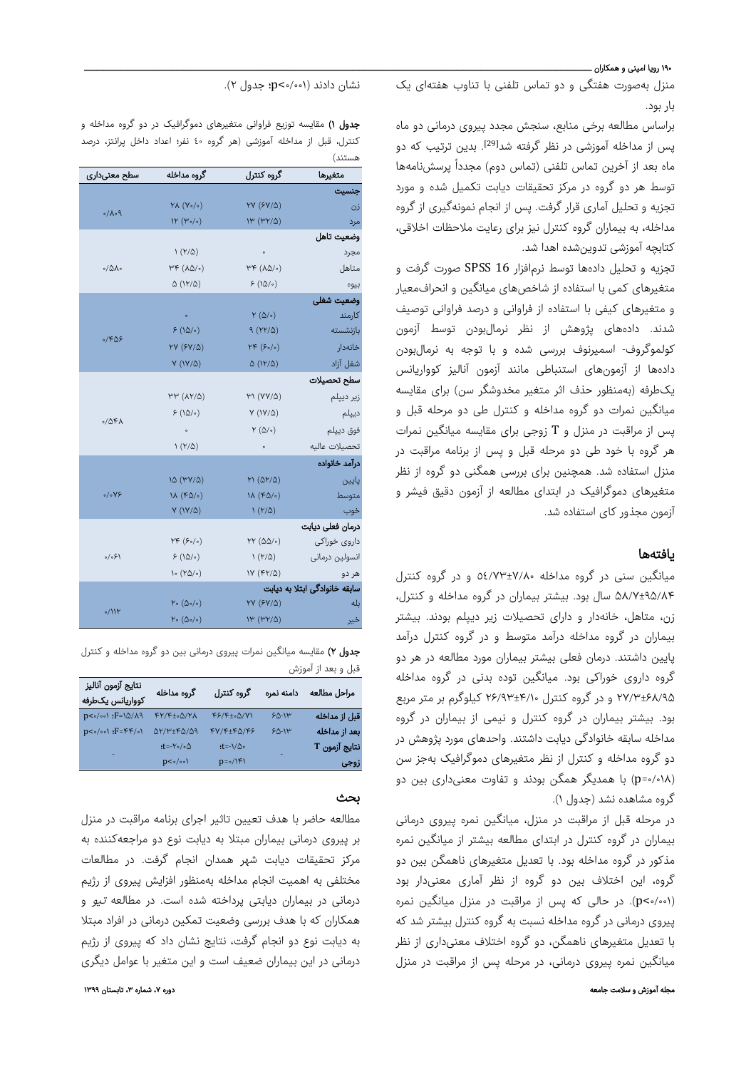منزل به‌صورت هفتگی و دو تماس تلفنی با تناوب هفته‌ای یک بار بود.

براساس مطالعه برخی منابع، سنجش مجدد پیروی درمانی دو ماه پس از مداخله آموزشی در نظر گرفته شد[29]. بدین ترتیب که دو ماه بعد از آخرین تماس تلفنی (تماس دوم) مجدداً پرسش‌نامه‌ها توسط هر دو گروه در مرکز تحقیقات دیابت تکمیل شده و مورد تجزیه و تحلیل آماری قرار گرفت. پس از انجام نمونه‌گیری از گروه مداخله، به بیماران گروه کنترل نیز برای رعایت ملاحظات اخلاقی، کتابچه آموزشی تدوین‌شده اهدا شد.

تجزیه و تحلیل داده‌ها توسط نرم‌افزار SPSS 16 صورت گرفت و متغیرهای کمی با استفاده از شاخص‌های میانگین و انحراف‌معیار و متغیرهای کیفی با استفاده از فراوانی و درصد فراوانی توصیف شدند. داده‌های پژوهش از نظر نرمال‌بودن توسط آزمون کولموگروف- اسمیرنوف بررسی شده و با توجه به نرمال‌بودن داده‌ها از آزمون‌های استنباطی مانند آزمون آنالیز کوواریانس یک‌طرفه (به‌منظور حذف اثر متغیر مخدوشگر سن) برای مقایسه میانگین نمرات دو گروه مداخله و کنترل طی دو مرحله قبل و پس از مراقبت در منزل و T زوجی برای مقایسه میانگین نمرات هر گروه با خود طی دو مرحله قبل و پس از برنامه مراقبت در منزل استفاده شد. همچنین برای بررسی همگنی دو گروه از نظر متغیرهای دموگرافیک در ابتدای مطالعه از آزمون دقیق فیشر و آزمون مجذور کای استفاده شد.

## یافته‌ها

میانگین سنی در گروه مداخله ۵٤/۷۳±۷/۸۰ و در گروه کنترل ۵۸/۷±۹۵/۸۴ سال بود. بیشتر بیماران در گروه مداخله و کنترل، زن، متاهل، خانه‌دار و دارای تحصیلات زیر دیپلم بودند. بیشتر بیماران در گروه مداخله درآمد متوسط و در گروه کنترل درآمد پایین داشتند. درمان فعلی بیشتر بیماران مورد مطالعه در هر دو گروه داروی خوراکی بود. میانگین توده بدنی در گروه مداخله ۲۷/۳±۶۸/۹۵ و در گروه کنترل ۲۶/۹۳±۴/۱۰ کیلوگرم بر متر مربع بود. بیشتر بیماران در گروه کنترل و نیمی از بیماران در گروه مداخله سابقه خانوادگی دیابت داشتند. واحدهای مورد پژوهش در دو گروه مداخله و کنترل از نظر متغیرهای دموگرافیک به‌جز سن (p=۰/۰۱۸) با همدیگر همگن بودند و تفاوت معنی‌داری بین دو گروه مشاهده نشد (جدول ۱).

در مرحله قبل از مراقبت در منزل، میانگین نمره پیروی درمانی بیماران در گروه کنترل در ابتدای مطالعه بیشتر از میانگین نمره مذکور در گروه مداخله بود. با تعدیل متغیرهای ناهمگن بین دو گروه، این اختلاف بین دو گروه از نظر آماری معنی‌دار بود (p<۰/۰۰۱). در حالی که پس از مراقبت در منزل میانگین نمره پیروی درمانی در گروه مداخله نسبت به گروه کنترل بیشتر شد که با تعدیل متغیرهای ناهمگن، دو گروه اختلاف معنی‌داری از نظر میانگین نمره پیروی درمانی، در مرحله پس از مراقبت در منزل نشان دادند (p<۰/۰۰۱؛ جدول ۲).

**جدول ۱)** مقایسه توزیع فراوانی متغیرهای دموگرافیک در دو گروه مداخله و کنترل، قبل از مداخله آموزشی (هر گروه ٤٠ نفر؛ اعداد داخل پرانتز، درصد هستند)

| متغیرها | گروه کنترل | گروه مداخله | سطح معنی‌داری |
|---|---|---|---|
| **جنسیت** | | | |
| زن | ۲۷ (۶۷/۵) | ۲۸ (۷۰/۰) | ۰/۸۰۹ |
| مرد | ۱۳ (۳۲/۵) | ۱۲ (۳۰/۰) | |
| **وضعیت تاهل** | | | |
| مجرد | ۰ | ۱ (۲/۵) | ۰/۵۸۰ |
| متاهل | ۳۴ (۸۵/۰) | ۳۴ (۸۵/۰) | |
| بیوه | ۶ (۱۵/۰) | ۵ (۱۲/۵) | |
| **وضعیت شغلی** | | | |
| کارمند | ۲ (۵/۰) | ۰ | ۰/۴۵۶ |
| بازنشسته | ۹ (۲۲/۵) | ۶ (۱۵/۰) | |
| خانه‌دار | ۲۴ (۶۰/۰) | ۲۷ (۶۷/۵) | |
| شغل آزاد | ۵ (۱۲/۵) | ۷ (۱۷/۵) | |
| **سطح تحصیلات** | | | |
| زیر دیپلم | ۳۱ (۷۷/۵) | ۳۳ (۸۲/۵) | ۰/۵۴۸ |
| دیپلم | ۷ (۱۷/۵) | ۶ (۱۵/۰) | |
| فوق دیپلم | ۲ (۵/۰) | ۰ | |
| تحصیلات عالیه | ۰ | ۱ (۲/۵) | |
| **درآمد خانواده** | | | |
| پایین | ۲۱ (۵۲/۵) | ۱۵ (۳۷/۵) | ۰/۰۷۶ |
| متوسط | ۱۸ (۴۵/۰) | ۱۸ (۴۵/۰) | |
| خوب | ۱ (۲/۵) | ۷ (۱۷/۵) | |
| **درمان فعلی دیابت** | | | |
| داروی خوراکی | ۲۲ (۵۵/۰) | ۲۴ (۶۰/۰) | ۰/۰۶۱ |
| انسولین درمانی | ۱ (۲/۵) | ۶ (۱۵/۰) | |
| هر دو | ۱۷ (۴۲/۵) | ۱۰ (۲۵/۰) | |
| **سابقه خانوادگی ابتلا به دیابت** | | | |
| بله | ۲۷ (۶۷/۵) | ۲۰ (۵۰/۰) | ۰/۱۱۲ |
| خیر | ۱۳ (۳۲/۵) | ۲۰ (۵۰/۰) | |

**جدول ۲)** مقایسه میانگین نمرات پیروی درمانی بین دو گروه مداخله و کنترل قبل و بعد از آموزش

| مراحل مطالعه | دامنه نمره | گروه کنترل | گروه مداخله | نتایج آزمون آنالیز کوواریانس یک‌طرفه |
|---|---|---|---|---|
| **قبل از مداخله** | ۶۵-۱۳ | ۴۶/۴±۰۵/۷۱ | ۴۲/۴±۰۵/۲۸ | p<۰/۰۰۱ ؛F=۱۵/۸۹ |
| **بعد از مداخله** | ۶۵-۱۳ | ۴۷/۴±۴۵/۴۶ | ۵۲/۳±۴۵/۵۹ | p<۰/۰۰۱ ؛F=۴۴/۰۱ |
| **نتایج آزمون T زوجی** | - | t=-۱/۵۰؛ p=۰/۱۴۱ | t=-۲۰/۰۵؛ p<۰/۰۰۱ | - |

## بحث

مطالعه حاضر با هدف تعیین تاثیر اجرای برنامه مراقبت در منزل بر پیروی درمانی بیماران مبتلا به دیابت نوع دو مراجعه‌کننده به مرکز تحقیقات دیابت شهر همدان انجام گرفت. در مطالعات مختلفی به اهمیت انجام مداخله به‌منظور افزایش پیروی از رژیم درمانی در بیماران دیابتی پرداخته شده است. در مطالعه *تیو* و همکاران که با هدف بررسی وضعیت تمکین درمانی در افراد مبتلا به دیابت نوع دو انجام گرفت، نتایج نشان داد که پیروی از رژیم درمانی در این بیماران ضعیف است و این متغیر با عوامل دیگری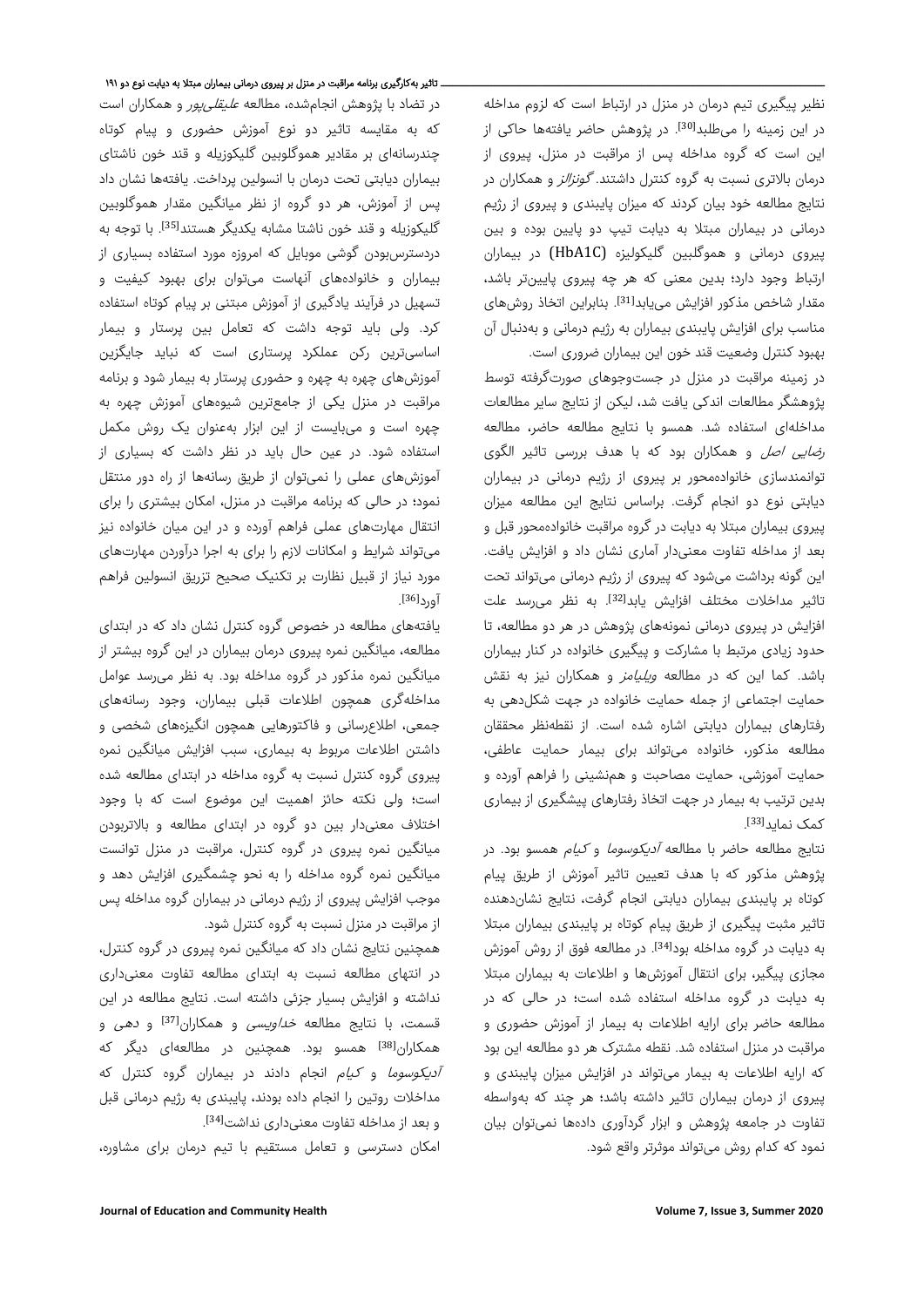نظیر پیگیری تیم درمان در منزل در ارتباط است که لزوم مداخله در این زمینه را می‌طلبد[30]. در پژوهش حاضر یافته‌ها حاکی از این است که گروه مداخله پس از مراقبت در منزل، پیروی از درمان بالاتری نسبت به گروه کنترل داشتند. *گونزالز* و همکاران در نتایج مطالعه خود بیان کردند که میزان پایبندی و پیروی از رژیم درمانی در بیماران مبتلا به دیابت تیپ دو پایین بوده و بین پیروی درمانی و هموگلبین گلیکولیزه (HbA1C) در بیماران ارتباط وجود دارد؛ بدین معنی که هر چه پیروی پایین‌تر باشد، مقدار شاخص مذکور افزایش می‌یابد[31]. بنابراین اتخاذ روش‌های مناسب برای افزایش پایبندی بیماران به رژیم درمانی و به‌دنبال آن بهبود کنترل وضعیت قند خون این بیماران ضروری است.

در زمینه مراقبت در منزل در جست‌وجوهای صورت‌گرفته توسط پژوهشگر مطالعات اندکی یافت شد، لیکن از نتایج سایر مطالعات مداخله‌ای استفاده شد. همسو با نتایج مطالعه حاضر، مطالعه *رضایی اصل* و همکاران بود که با هدف بررسی تاثیر الگوی توانمندسازی خانواده‌محور بر پیروی از رژیم درمانی در بیماران دیابتی نوع دو انجام گرفت. براساس نتایج این مطالعه میزان پیروی بیماران مبتلا به دیابت در گروه مراقبت خانواده‌محور قبل و بعد از مداخله تفاوت معنی‌دار آماری نشان داد و افزایش یافت. این گونه برداشت می‌شود که پیروی از رژیم درمانی می‌تواند تحت تاثیر مداخلات مختلف افزایش یابد[32]. به نظر می‌رسد علت افزایش در پیروی درمانی نمونه‌های پژوهش در هر دو مطالعه، تا حدود زیادی مرتبط با مشارکت و پیگیری خانواده در کنار بیماران باشد. کما این که در مطالعه *ویلیامز* و همکاران نیز به نقش حمایت اجتماعی از جمله حمایت خانواده در جهت شکل‌دهی به رفتارهای بیماران دیابتی اشاره شده است. از نقطه‌نظر محققان مطالعه مذکور، خانواده می‌تواند برای بیمار حمایت عاطفی، حمایت آموزشی، حمایت مصاحبت و هم‌نشینی را فراهم آورده و بدین ترتیب به بیمار در جهت اتخاذ رفتارهای پیشگیری از بیماری کمک نماید[33].

نتایج مطالعه حاضر با مطالعه *آدیکوسوما* و *کیام* همسو بود. در پژوهش مذکور که با هدف تعیین تاثیر آموزش از طریق پیام کوتاه بر پایبندی بیماران دیابتی انجام گرفت، نتایج نشان‌دهنده تاثیر مثبت پیگیری از طریق پیام کوتاه بر پایبندی بیماران مبتلا به دیابت در گروه مداخله بود[34]. در مطالعه فوق از روش آموزش مجازی پیگیر، برای انتقال آموزش‌ها و اطلاعات به بیماران مبتلا به دیابت در گروه مداخله استفاده شده است؛ در حالی که در مطالعه حاضر برای ارایه اطلاعات به بیمار از آموزش حضوری و مراقبت در منزل استفاده شد. نقطه مشترک هر دو مطالعه این بود که ارایه اطلاعات به بیمار می‌تواند در افزایش میزان پایبندی و پیروی از درمان بیماران تاثیر داشته باشد؛ هر چند که به‌واسطه تفاوت در جامعه پژوهش و ابزار گردآوری داده‌ها نمی‌توان بیان نمود که کدام روش می‌تواند موثرتر واقع شود.

در تضاد با پژوهش انجام‌شده، مطالعه *علیقلی‌پور* و همکاران است که به مقایسه تاثیر دو نوع آموزش حضوری و پیام کوتاه چندرسانه‌ای بر مقادیر هموگلوبین گلیکوزیله و قند خون ناشتای بیماران دیابتی تحت درمان با انسولین پرداخت. یافته‌ها نشان داد پس از آموزش، هر دو گروه از نظر میانگین مقدار هموگلوبین گلیکوزیله و قند خون ناشتا مشابه یکدیگر هستند[35]. با توجه به دردسترس‌بودن گوشی موبایل که امروزه مورد استفاده بسیاری از بیماران و خانواده‌های آنهاست می‌توان برای بهبود کیفیت و تسهیل در فرآیند یادگیری از آموزش مبتنی بر پیام کوتاه استفاده کرد. ولی باید توجه داشت که تعامل بین پرستار و بیمار اساسی‌ترین رکن عملکرد پرستاری است که نباید جایگزین آموزش‌های چهره به چهره و حضوری پرستار به بیمار شود و برنامه مراقبت در منزل یکی از جامع‌ترین شیوه‌های آموزش چهره به چهره است و می‌بایست از این ابزار به‌عنوان یک روش مکمل استفاده شود. در عین حال باید در نظر داشت که بسیاری از آموزش‌های عملی را نمی‌توان از طریق رسانه‌ها از راه دور منتقل نمود؛ در حالی که برنامه مراقبت در منزل، امکان بیشتری را برای انتقال مهارت‌های عملی فراهم آورده و در این میان خانواده نیز می‌تواند شرایط و امکانات لازم را برای به اجرا درآوردن مهارت‌های مورد نیاز از قبیل نظارت بر تکنیک صحیح تزریق انسولین فراهم آورد[36].

یافته‌های مطالعه در خصوص گروه کنترل نشان داد که در ابتدای مطالعه، میانگین نمره پیروی درمان بیماران در این گروه بیشتر از میانگین نمره مذکور در گروه مداخله بود. به نظر می‌رسد عوامل مداخله‌گری همچون اطلاعات قبلی بیماران، وجود رسانه‌های جمعی، اطلاع‌رسانی و فاکتورهایی همچون انگیزه‌های شخصی و داشتن اطلاعات مربوط به بیماری، سبب افزایش میانگین نمره پیروی گروه کنترل نسبت به گروه مداخله در ابتدای مطالعه شده است؛ ولی نکته حائز اهمیت این موضوع است که با وجود اختلاف معنی‌دار بین دو گروه در ابتدای مطالعه و بالاتربودن میانگین نمره پیروی در گروه کنترل، مراقبت در منزل توانست میانگین نمره گروه مداخله را به نحو چشمگیری افزایش دهد و موجب افزایش پیروی از رژیم درمانی در بیماران گروه مداخله پس از مراقبت در منزل نسبت به گروه کنترل شود.

همچنین نتایج نشان داد که میانگین نمره پیروی در گروه کنترل، در انتهای مطالعه نسبت به ابتدای مطالعه تفاوت معنی‌داری نداشته و افزایش بسیار جزئی داشته است. نتایج مطالعه در این قسمت، با نتایج مطالعه *خداویسی* و همکاران[37] و دهی و همکاران[38] همسو بود. همچنین در مطالعه‌ای دیگر که *آدیکوسوما* و *کیام* انجام دادند در بیماران گروه کنترل که مداخلات روتین را انجام داده بودند، پایبندی به رژیم درمانی قبل و بعد از مداخله تفاوت معنی‌داری نداشت[34].

امکان دسترسی و تعامل مستقیم با تیم درمان برای مشاوره،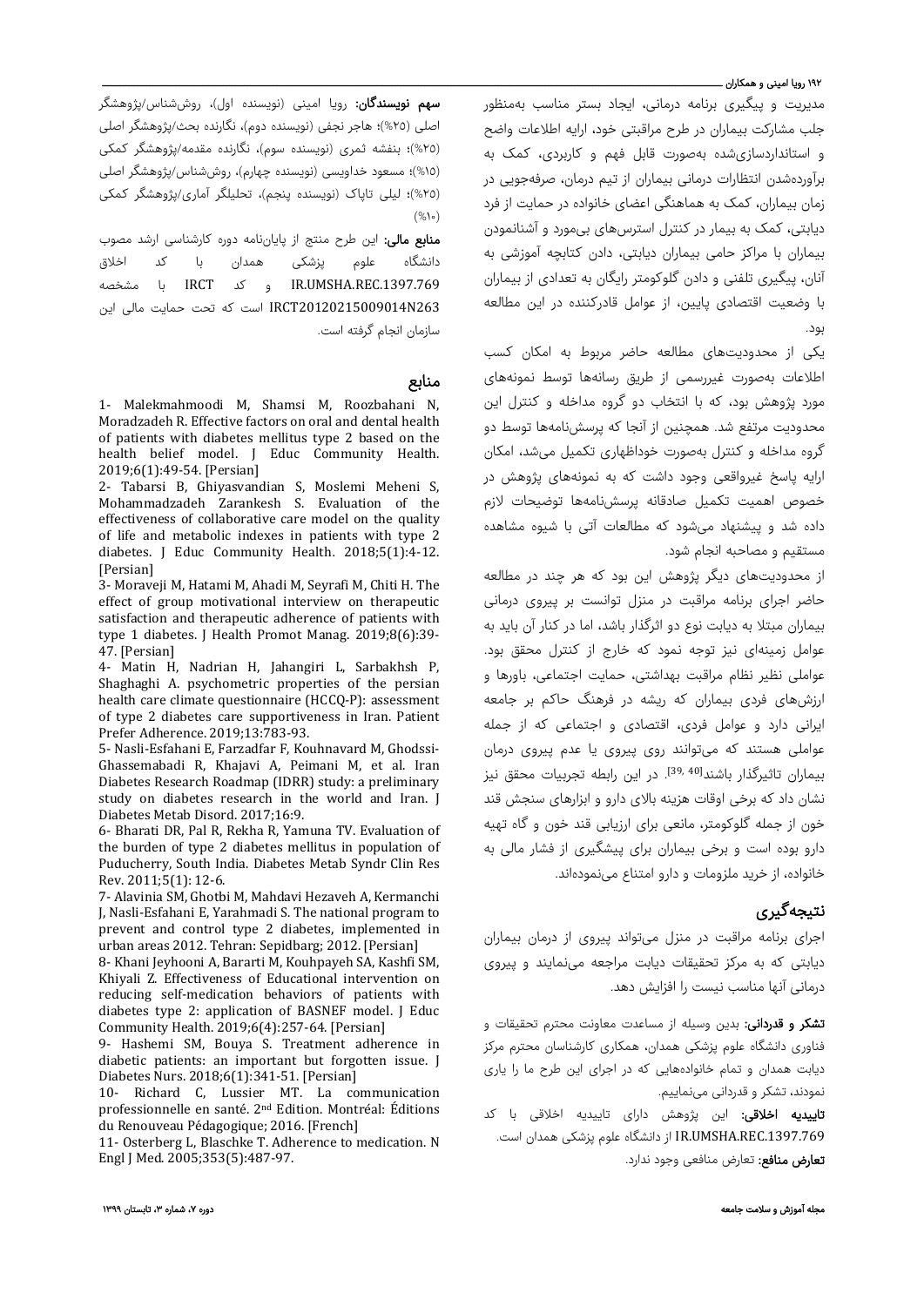مدیریت و پیگیری برنامه درمانی، ایجاد بستر مناسب به‌منظور جلب مشارکت بیماران در طرح مراقبتی خود، ارایه اطلاعات واضح و استانداردسازی‌شده به‌صورت قابل فهم و کاربردی، کمک به برآورده‌شدن انتظارات درمانی بیماران از تیم درمان، صرفه‌جویی در زمان بیماران، کمک به هماهنگی اعضای خانواده در حمایت از فرد دیابتی، کمک به بیمار در کنترل استرس‌های بی‌مورد و آشنانمودن بیماران با مراکز حامی بیماران دیابتی، دادن کتابچه آموزشی به آنان، پیگیری تلفنی و دادن گلوکومتر رایگان به تعدادی از بیماران با وضعیت اقتصادی پایین، از عوامل قادرکننده در این مطالعه بود.

یکی از محدودیت‌های مطالعه حاضر مربوط به امکان کسب اطلاعات به‌صورت غیررسمی از طریق رسانه‌ها توسط نمونه‌های مورد پژوهش بود، که با انتخاب دو گروه مداخله و کنترل این محدودیت مرتفع شد. همچنین از آنجا که پرسش‌نامه‌ها توسط دو گروه مداخله و کنترل به‌صورت خوداظهاری تکمیل می‌شد، امکان ارایه پاسخ غیرواقعی وجود داشت که به نمونه‌های پژوهش در خصوص اهمیت تکمیل صادقانه پرسش‌نامه‌ها توضیحات لازم داده شد و پیشنهاد می‌شود که مطالعات آتی با شیوه مشاهده مستقیم و مصاحبه انجام شود.

از محدودیت‌های دیگر پژوهش این بود که هر چند در مطالعه حاضر اجرای برنامه مراقبت در منزل توانست بر پیروی درمانی بیماران مبتلا به دیابت نوع دو اثرگذار باشد، اما در کنار آن باید به عوامل زمینه‌ای نیز توجه نمود که خارج از کنترل محقق بود. عواملی نظیر نظام مراقبت بهداشتی، حمایت اجتماعی، باورها و ارزش‌های فردی بیماران که ریشه در فرهنگ حاکم بر جامعه ایرانی دارد و عوامل فردی، اقتصادی و اجتماعی که از جمله عواملی هستند که می‌توانند روی پیروی یا عدم پیروی درمان بیماران تاثیرگذار باشند[39, 40]. در این رابطه تجربیات محقق نیز نشان داد که برخی اوقات هزینه بالای دارو و ابزارهای سنجش قند خون از جمله گلوکومتر، مانعی برای ارزیابی قند خون و گاه تهیه دارو بوده است و برخی بیماران برای پیشگیری از فشار مالی به خانواده، از خرید ملزومات و دارو امتناع می‌نموده‌اند.

## نتیجه‌گیری

اجرای برنامه مراقبت در منزل می‌تواند پیروی از درمان بیماران دیابتی که به مرکز تحقیقات دیابت مراجعه می‌نمایند و پیروی درمانی آنها مناسب نیست را افزایش دهد.

**تشکر و قدردانی:** بدین وسیله از مساعدت معاونت محترم تحقیقات و فناوری دانشگاه علوم پزشکی همدان، همکاری کارشناسان محترم مرکز دیابت همدان و تمام خانواده‌هایی که در اجرای این طرح ما را یاری نمودند، تشکر و قدردانی می‌نماییم.

**تاییدیه اخلاقی:** این پژوهش دارای تاییدیه اخلاقی با کد IR.UMSHA.REC.1397.769 از دانشگاه علوم پزشکی همدان است.

**تعارض منافع:** تعارض منافعی وجود ندارد.

**سهم نویسندگان:** رویا امینی (نویسنده اول)، روش‌شناس/پژوهشگر اصلی (۲۵%)؛ هاجر نجفی (نویسنده دوم)، نگارنده بحث/پژوهشگر اصلی (۲۵%)؛ بنفشه ثمری (نویسنده سوم)، نگارنده مقدمه/پژوهشگر کمکی (۱۵%)؛ مسعود خداویسی (نویسنده چهارم)، روش‌شناس/پژوهشگر اصلی (۲۵%)؛ لیلی تاپاک (نویسنده پنجم)، تحلیلگر آماری/پژوهشگر کمکی (۱۰%)

**منابع مالی:** این طرح منتج از پایان‌نامه دوره کارشناسی ارشد مصوب دانشگاه علوم پزشکی همدان با کد اخلاق IR.UMSHA.REC.1397.769 و کد IRCT با مشخصه IRCT20120215009014N263 است که تحت حمایت مالی این سازمان انجام گرفته است.

## منابع

1- Malekmahmoodi M, Shamsi M, Roozbahani N, Moradzadeh R. Effective factors on oral and dental health of patients with diabetes mellitus type 2 based on the health belief model. J Educ Community Health. 2019;6(1):49-54. [Persian]

2- Tabarsi B, Ghiyasvandian S, Moslemi Meheni S, Mohammadzadeh Zarankesh S. Evaluation of the effectiveness of collaborative care model on the quality of life and metabolic indexes in patients with type 2 diabetes. J Educ Community Health. 2018;5(1):4-12. [Persian]

3- Moraveji M, Hatami M, Ahadi M, Seyrafi M, Chiti H. The effect of group motivational interview on therapeutic satisfaction and therapeutic adherence of patients with type 1 diabetes. J Health Promot Manag. 2019;8(6):39-47. [Persian]

4- Matin H, Nadrian H, Jahangiri L, Sarbakhsh P, Shaghaghi A. psychometric properties of the persian health care climate questionnaire (HCCQ-P): assessment of type 2 diabetes care supportiveness in Iran. Patient Prefer Adherence. 2019;13:783-93.

5- Nasli-Esfahani E, Farzadfar F, Kouhnavard M, Ghodssi-Ghassemabadi R, Khajavi A, Peimani M, et al. Iran Diabetes Research Roadmap (IDRR) study: a preliminary study on diabetes research in the world and Iran. J Diabetes Metab Disord. 2017;16:9.

6- Bharati DR, Pal R, Rekha R, Yamuna TV. Evaluation of the burden of type 2 diabetes mellitus in population of Puducherry, South India. Diabetes Metab Syndr Clin Res Rev. 2011;5(1): 12-6.

7- Alavinia SM, Ghotbi M, Mahdavi Hezaveh A, Kermanchi J, Nasli-Esfahani E, Yarahmadi S. The national program to prevent and control type 2 diabetes, implemented in urban areas 2012. Tehran: Sepidbarg; 2012. [Persian]

8- Khani Jeyhooni A, Bararti M, Kouhpayeh SA, Kashfi SM, Khiyali Z. Effectiveness of Educational intervention on reducing self-medication behaviors of patients with diabetes type 2: application of BASNEF model. J Educ Community Health. 2019;6(4):257-64. [Persian]

9- Hashemi SM, Bouya S. Treatment adherence in diabetic patients: an important but forgotten issue. J Diabetes Nurs. 2018;6(1):341-51. [Persian]

10- Richard C, Lussier MT. La communication professionnelle en santé. 2nd Edition. Montréal: Éditions du Renouveau Pédagogique; 2016. [French]

11- Osterberg L, Blaschke T. Adherence to medication. N Engl J Med. 2005;353(5):487-97.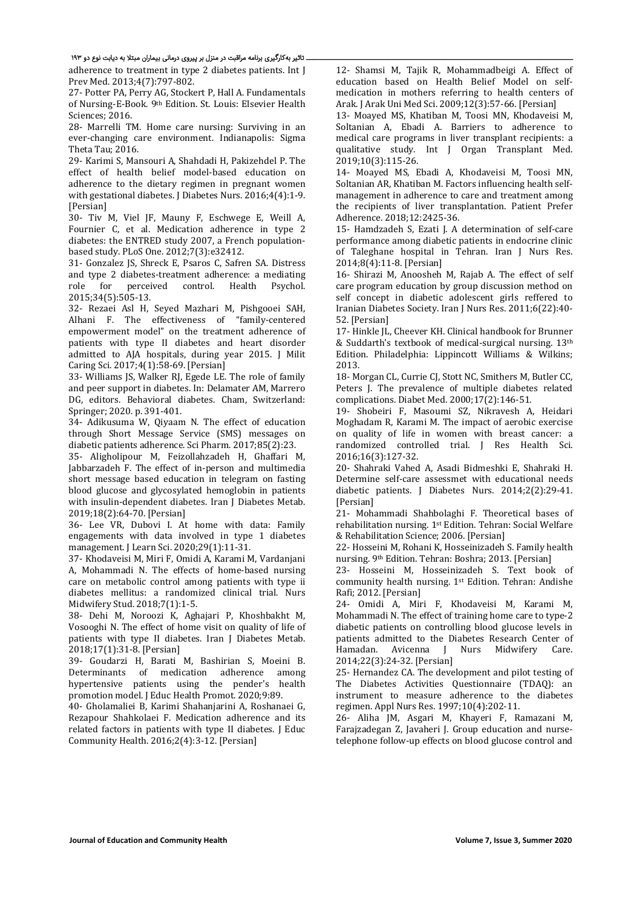adherence to treatment in type 2 diabetes patients. Int J Prev Med. 2013;4(7):797-802.

27- Potter PA, Perry AG, Stockert P, Hall A. Fundamentals of Nursing-E-Book. 9th Edition. St. Louis: Elsevier Health Sciences; 2016.

28- Marrelli TM. Home care nursing: Surviving in an ever-changing care environment. Indianapolis: Sigma Theta Tau; 2016.

29- Karimi S, Mansouri A, Shahdadi H, Pakizehdel P. The effect of health belief model-based education on adherence to the dietary regimen in pregnant women with gestational diabetes. J Diabetes Nurs. 2016;4(4):1-9. [Persian]

30- Tiv M, Viel JF, Mauny F, Eschwege E, Weill A, Fournier C, et al. Medication adherence in type 2 diabetes: the ENTRED study 2007, a French population-based study. PLoS One. 2012;7(3):e32412.

31- Gonzalez JS, Shreck E, Psaros C, Safren SA. Distress and type 2 diabetes-treatment adherence: a mediating role for perceived control. Health Psychol. 2015;34(5):505-13.

32- Rezaei Asl H, Seyed Mazhari M, Pishgooei SAH, Alhani F. The effectiveness of "family-centered empowerment model" on the treatment adherence of patients with type II diabetes and heart disorder admitted to AJA hospitals, during year 2015. J Milit Caring Sci. 2017;4(1):58-69. [Persian]

33- Williams JS, Walker RJ, Egede LE. The role of family and peer support in diabetes. In: Delamater AM, Marrero DG, editors. Behavioral diabetes. Cham, Switzerland: Springer; 2020. p. 391-401.

34- Adikusuma W, Qiyaam N. The effect of education through Short Message Service (SMS) messages on diabetic patients adherence. Sci Pharm. 2017;85(2):23.

35- Aligholipour M, Feizollahzadeh H, Ghaffari M, Jabbarzadeh F. The effect of in-person and multimedia short message based education in telegram on fasting blood glucose and glycosylated hemoglobin in patients with insulin-dependent diabetes. Iran J Diabetes Metab. 2019;18(2):64-70. [Persian]

36- Lee VR, Dubovi I. At home with data: Family engagements with data involved in type 1 diabetes management. J Learn Sci. 2020;29(1):11-31.

37- Khodaveisi M, Miri F, Omidi A, Karami M, Vardanjani A, Mohammadi N. The effects of home-based nursing care on metabolic control among patients with type ii diabetes mellitus: a randomized clinical trial. Nurs Midwifery Stud. 2018;7(1):1-5.

38- Dehi M, Noroozi K, Aghajari P, Khoshbakht M, Vosooghi N. The effect of home visit on quality of life of patients with type II diabetes. Iran J Diabetes Metab. 2018;17(1):31-8. [Persian]

39- Goudarzi H, Barati M, Bashirian S, Moeini B. Determinants of medication adherence among hypertensive patients using the pender's health promotion model. J Educ Health Promot. 2020;9:89.

40- Gholamaliei B, Karimi Shahanjarini A, Roshanaei G, Rezapour Shahkolaei F. Medication adherence and its related factors in patients with type II diabetes. J Educ Community Health. 2016;2(4):3-12. [Persian]

12- Shamsi M, Tajik R, Mohammadbeigi A. Effect of education based on Health Belief Model on self-medication in mothers referring to health centers of Arak. J Arak Uni Med Sci. 2009;12(3):57-66. [Persian]

13- Moayed MS, Khatiban M, Toosi MN, Khodaveisi M, Soltanian A, Ebadi A. Barriers to adherence to medical care programs in liver transplant recipients: a qualitative study. Int J Organ Transplant Med. 2019;10(3):115-26.

14- Moayed MS, Ebadi A, Khodaveisi M, Toosi MN, Soltanian AR, Khatiban M. Factors influencing health self-management in adherence to care and treatment among the recipients of liver transplantation. Patient Prefer Adherence. 2018;12:2425-36.

15- Hamdzadeh S, Ezati J. A determination of self-care performance among diabetic patients in endocrine clinic of Taleghane hospital in Tehran. Iran J Nurs Res. 2014;8(4):11-8. [Persian]

16- Shirazi M, Anoosheh M, Rajab A. The effect of self care program education by group discussion method on self concept in diabetic adolescent girls reffered to Iranian Diabetes Society. Iran J Nurs Res. 2011;6(22):40-52. [Persian]

17- Hinkle JL, Cheever KH. Clinical handbook for Brunner & Suddarth's textbook of medical-surgical nursing. 13th Edition. Philadelphia: Lippincott Williams & Wilkins; 2013.

18- Morgan CL, Currie CJ, Stott NC, Smithers M, Butler CC, Peters J. The prevalence of multiple diabetes related complications. Diabet Med. 2000;17(2):146-51.

19- Shobeiri F, Masoumi SZ, Nikravesh A, Heidari Moghadam R, Karami M. The impact of aerobic exercise on quality of life in women with breast cancer: a randomized controlled trial. J Res Health Sci. 2016;16(3):127-32.

20- Shahraki Vahed A, Asadi Bidmeshki E, Shahraki H. Determine self-care assessmet with educational needs diabetic patients. J Diabetes Nurs. 2014;2(2):29-41. [Persian]

21- Mohammadi Shahbolaghi F. Theoretical bases of rehabilitation nursing. 1st Edition. Tehran: Social Welfare & Rehabilitation Science; 2006. [Persian]

22- Hosseini M, Rohani K, Hosseinizadeh S. Family health nursing. 9th Edition. Tehran: Boshra; 2013. [Persian]

23- Hosseini M, Hosseinizadeh S. Text book of community health nursing. 1st Edition. Tehran: Andishe Rafi; 2012. [Persian]

24- Omidi A, Miri F, Khodaveisi M, Karami M, Mohammadi N. The effect of training home care to type-2 diabetic patients on controlling blood glucose levels in patients admitted to the Diabetes Research Center of Hamadan. Avicenna J Nurs Midwifery Care. 2014;22(3):24-32. [Persian]

25- Hernandez CA. The development and pilot testing of The Diabetes Activities Questionnaire (TDAQ): an instrument to measure adherence to the diabetes regimen. Appl Nurs Res. 1997;10(4):202-11.

26- Aliha JM, Asgari M, Khayeri F, Ramazani M, Farajzadegan Z, Javaheri J. Group education and nurse-telephone follow-up effects on blood glucose control and